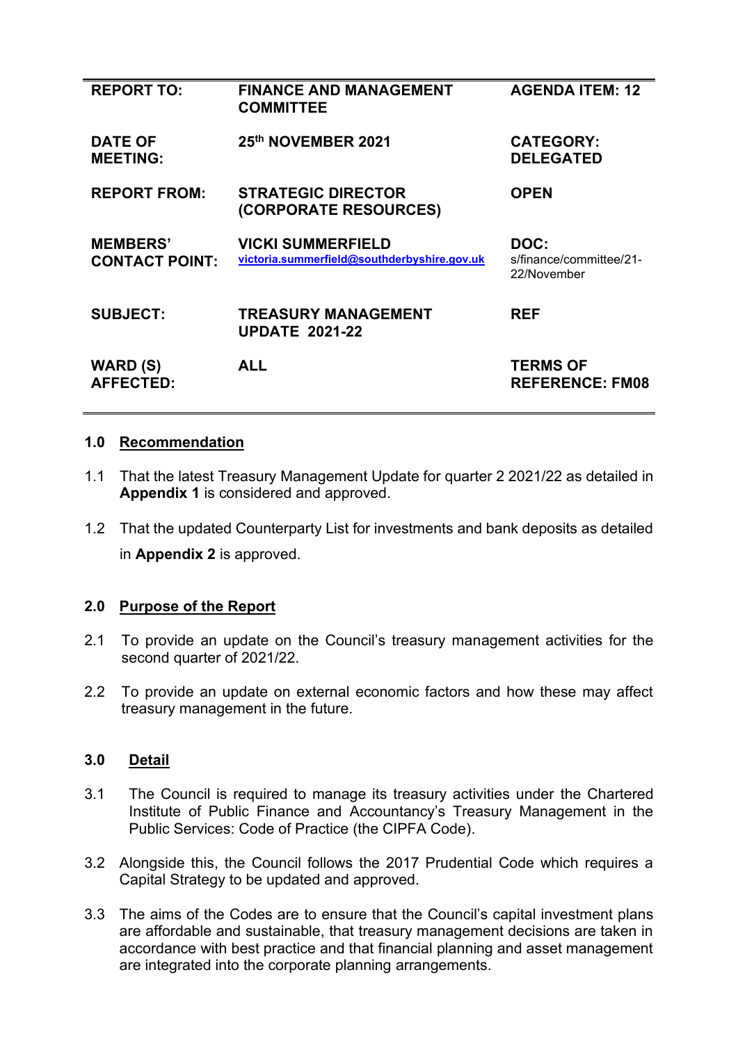| REPORT TO: | FINANCE AND MANAGEMENT COMMITTEE | AGENDA ITEM: 12 |
|---|---|---|
| DATE OF MEETING: | 25th NOVEMBER 2021 | CATEGORY: DELEGATED |
| REPORT FROM: | STRATEGIC DIRECTOR (CORPORATE RESOURCES) | OPEN |
| MEMBERS' CONTACT POINT: | VICKI SUMMERFIELD victoria.summerfield@southderbyshire.gov.uk | DOC: s/finance/committee/21-22/November |
| SUBJECT: | TREASURY MANAGEMENT UPDATE 2021-22 | REF |
| WARD (S) AFFECTED: | ALL | TERMS OF REFERENCE: FM08 |

## 1.0 Recommendation

1.1 That the latest Treasury Management Update for quarter 2 2021/22 as detailed in **Appendix 1** is considered and approved.

1.2 That the updated Counterparty List for investments and bank deposits as detailed in **Appendix 2** is approved.

## 2.0 Purpose of the Report

2.1 To provide an update on the Council's treasury management activities for the second quarter of 2021/22.

2.2 To provide an update on external economic factors and how these may affect treasury management in the future.

## 3.0 Detail

3.1 The Council is required to manage its treasury activities under the Chartered Institute of Public Finance and Accountancy's Treasury Management in the Public Services: Code of Practice (the CIPFA Code).

3.2 Alongside this, the Council follows the 2017 Prudential Code which requires a Capital Strategy to be updated and approved.

3.3 The aims of the Codes are to ensure that the Council's capital investment plans are affordable and sustainable, that treasury management decisions are taken in accordance with best practice and that financial planning and asset management are integrated into the corporate planning arrangements.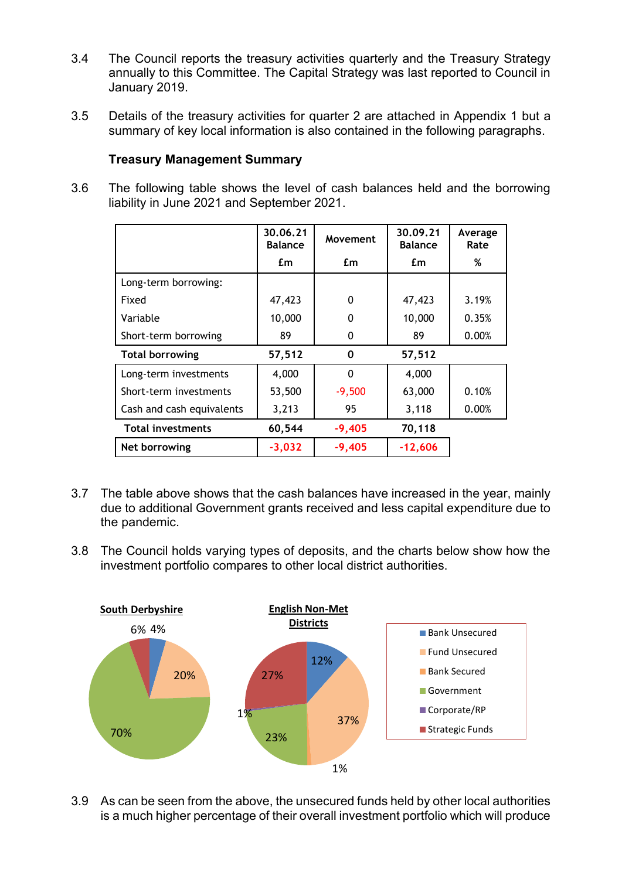3.4 The Council reports the treasury activities quarterly and the Treasury Strategy annually to this Committee. The Capital Strategy was last reported to Council in January 2019.

3.5 Details of the treasury activities for quarter 2 are attached in Appendix 1 but a summary of key local information is also contained in the following paragraphs.

**Treasury Management Summary**

3.6 The following table shows the level of cash balances held and the borrowing liability in June 2021 and September 2021.

| | 30.06.21 Balance £m | Movement £m | 30.09.21 Balance £m | Average Rate % |
|---|---|---|---|---|
| Long-term borrowing: | | | | |
| Fixed | 47,423 | 0 | 47,423 | 3.19% |
| Variable | 10,000 | 0 | 10,000 | 0.35% |
| Short-term borrowing | 89 | 0 | 89 | 0.00% |
| **Total borrowing** | **57,512** | **0** | **57,512** | |
| Long-term investments | 4,000 | 0 | 4,000 | |
| Short-term investments | 53,500 | -9,500 | 63,000 | 0.10% |
| Cash and cash equivalents | 3,213 | 95 | 3,118 | 0.00% |
| **Total investments** | **60,544** | **-9,405** | **70,118** | |
| **Net borrowing** | **-3,032** | **-9,405** | **-12,606** | |

3.7 The table above shows that the cash balances have increased in the year, mainly due to additional Government grants received and less capital expenditure due to the pandemic.

3.8 The Council holds varying types of deposits, and the charts below show how the investment portfolio compares to other local district authorities.

**South Derbyshire**

- Bank Unsecured: 4%
- Fund Unsecured: 20%
- Government: 70%
- Strategic Funds: 6%

**English Non-Met Districts**

- Bank Unsecured: 12%
- Fund Unsecured: 37%
- Bank Secured: 1%
- Government: 23%
- Corporate/RP: 1%
- Strategic Funds: 27%

3.9 As can be seen from the above, the unsecured funds held by other local authorities is a much higher percentage of their overall investment portfolio which will produce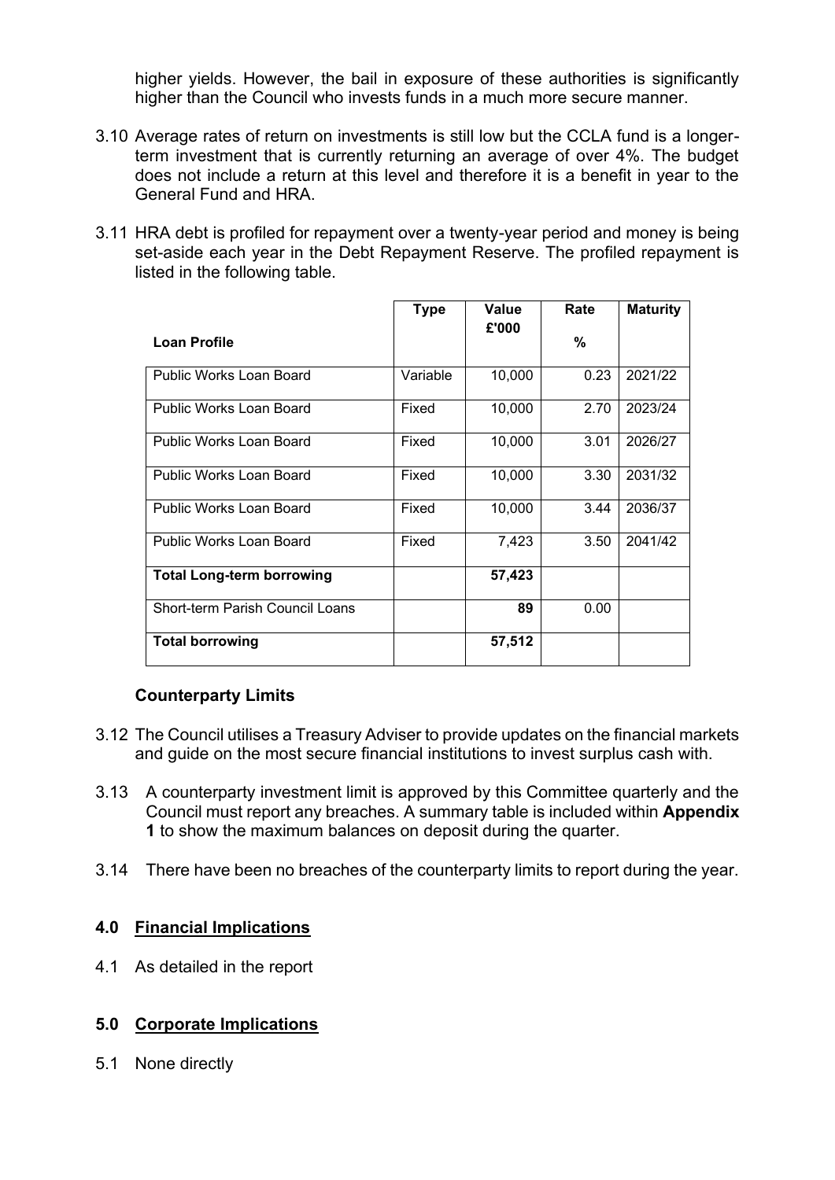higher yields. However, the bail in exposure of these authorities is significantly higher than the Council who invests funds in a much more secure manner.

3.10 Average rates of return on investments is still low but the CCLA fund is a longer-term investment that is currently returning an average of over 4%. The budget does not include a return at this level and therefore it is a benefit in year to the General Fund and HRA.

3.11 HRA debt is profiled for repayment over a twenty-year period and money is being set-aside each year in the Debt Repayment Reserve. The profiled repayment is listed in the following table.

| Loan Profile | Type | Value £'000 | Rate % | Maturity |
|---|---|---|---|---|
| Public Works Loan Board | Variable | 10,000 | 0.23 | 2021/22 |
| Public Works Loan Board | Fixed | 10,000 | 2.70 | 2023/24 |
| Public Works Loan Board | Fixed | 10,000 | 3.01 | 2026/27 |
| Public Works Loan Board | Fixed | 10,000 | 3.30 | 2031/32 |
| Public Works Loan Board | Fixed | 10,000 | 3.44 | 2036/37 |
| Public Works Loan Board | Fixed | 7,423 | 3.50 | 2041/42 |
| **Total Long-term borrowing** | | **57,423** | | |
| Short-term Parish Council Loans | | **89** | 0.00 | |
| **Total borrowing** | | **57,512** | | |

### Counterparty Limits

3.12 The Council utilises a Treasury Adviser to provide updates on the financial markets and guide on the most secure financial institutions to invest surplus cash with.

3.13 A counterparty investment limit is approved by this Committee quarterly and the Council must report any breaches. A summary table is included within **Appendix 1** to show the maximum balances on deposit during the quarter.

3.14 There have been no breaches of the counterparty limits to report during the year.

## 4.0 Financial Implications

4.1 As detailed in the report

## 5.0 Corporate Implications

5.1 None directly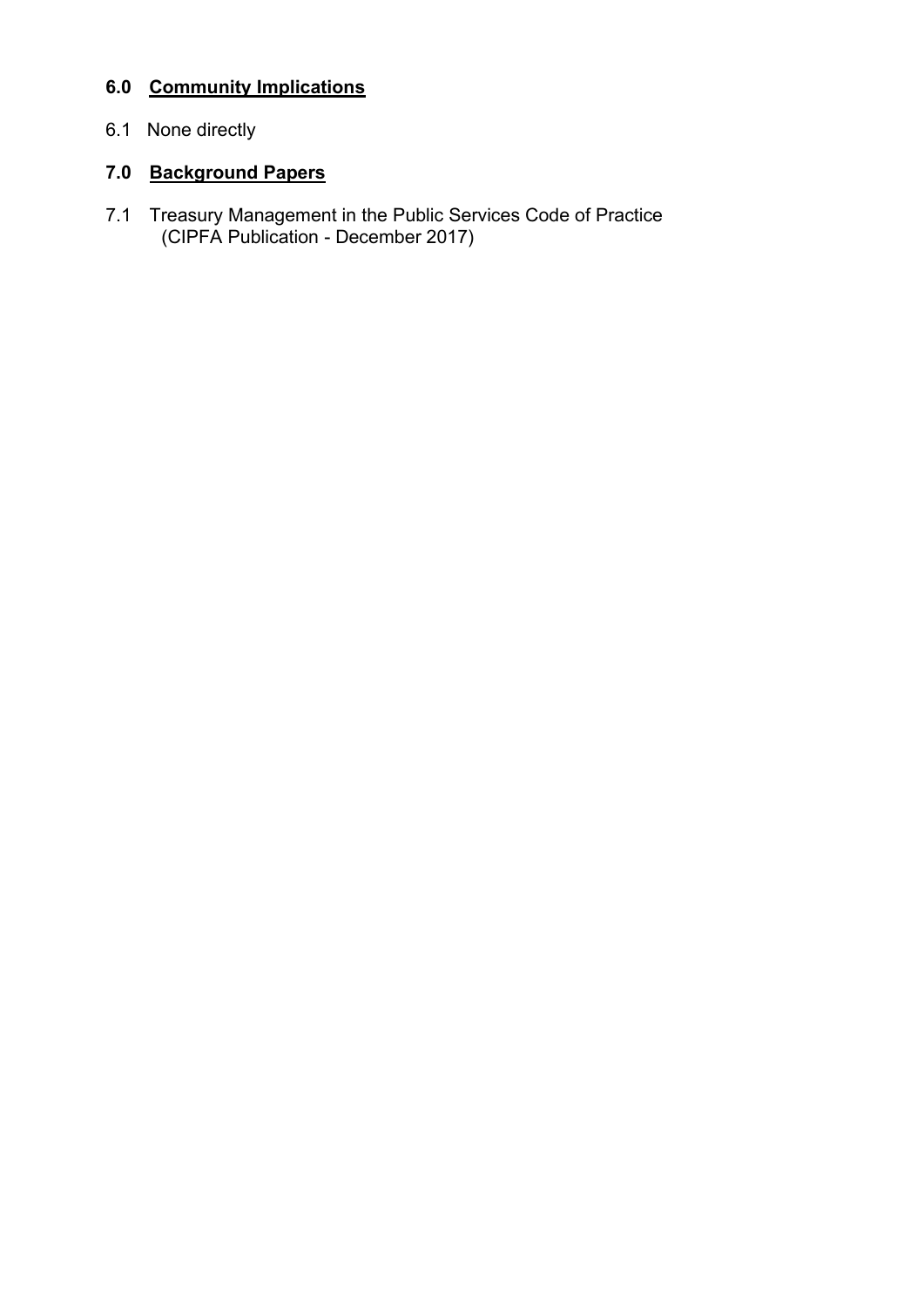## 6.0 Community Implications

6.1 None directly

## 7.0 Background Papers

7.1 Treasury Management in the Public Services Code of Practice
(CIPFA Publication - December 2017)